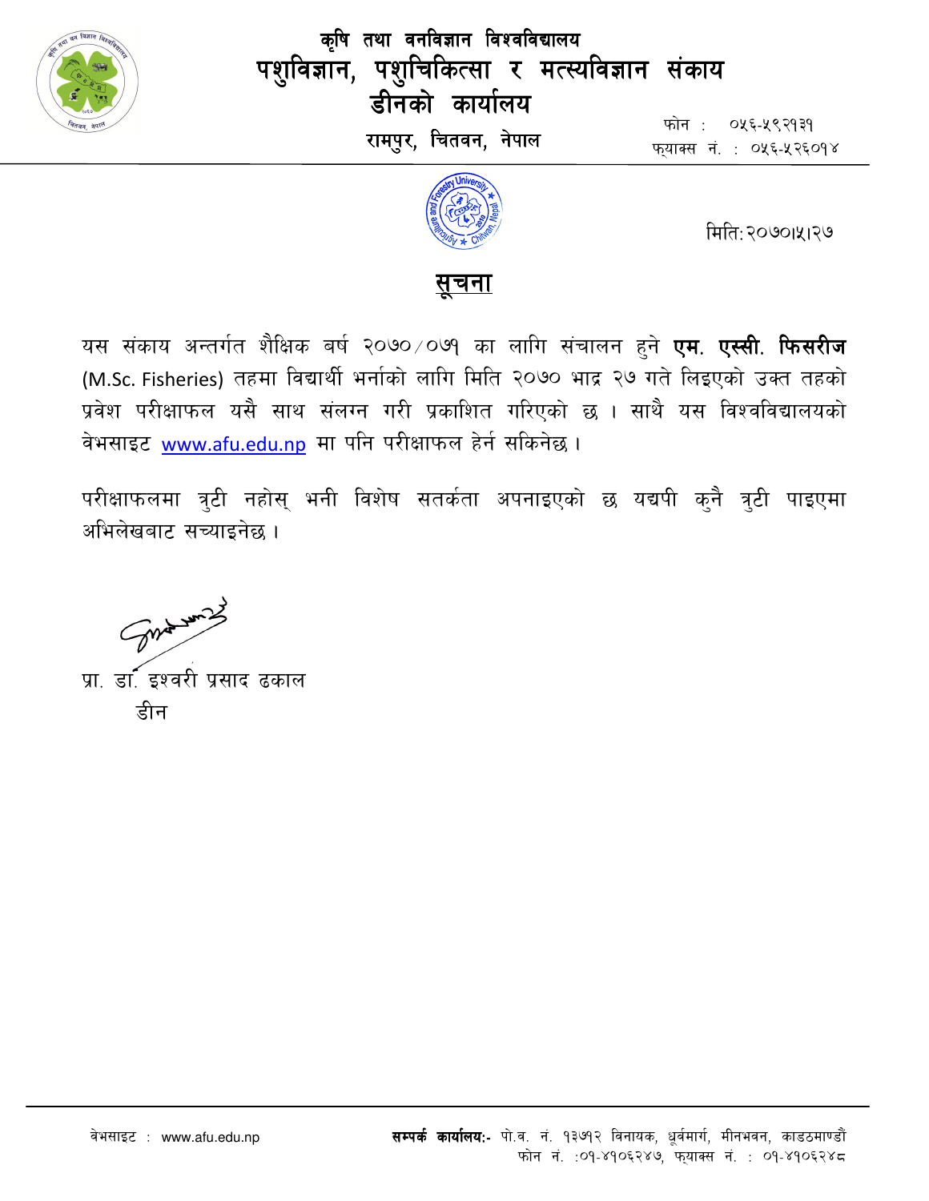# कृषि तथा वनविज्ञान विश्वविद्यालय
# पशुविज्ञान, पशुचिकित्सा र मत्स्यविज्ञान संकाय
# डीनको कार्यालय

रामपुर, चितवन, नेपाल

फोन : ०५६-५९२१३१
फ्याक्स नं. : ०५६-५२६०१४

मिति: २०७०।५।२७

## सूचना

यस संकाय अन्तर्गत शैक्षिक बर्ष २०७०/०७१ का लागि संचालन हुने **एम. एस्सी. फिसरीज** (M.Sc. Fisheries) तहमा विद्यार्थी भर्नाको लागि मिति २०७० भाद्र २७ गते लिइएको उक्त तहको प्रवेश परीक्षाफल यसै साथ संलग्न गरी प्रकाशित गरिएको छ । साथै यस विश्वविद्यालयको वेभसाइट www.afu.edu.np मा पनि परीक्षाफल हेर्न सकिनेछ ।

परीक्षाफलमा त्रुटी नहोस् भनी विशेष सतर्कता अपनाइएको छ यद्यपी कुनै त्रुटी पाइएमा अभिलेखबाट सच्याइनेछ ।

प्रा. डा. इश्वरी प्रसाद ढकाल
डीन

वेभसाइट : www.afu.edu.np

**सम्पर्क कार्यालय:-** पो.ब. नं. १३७१२ विनायक, ध्रुवमार्ग, मीनभवन, काडठमाण्डौं
फोन नं. :०१-४१०६२४७, फ्याक्स नं. : ०१-४१०६२४८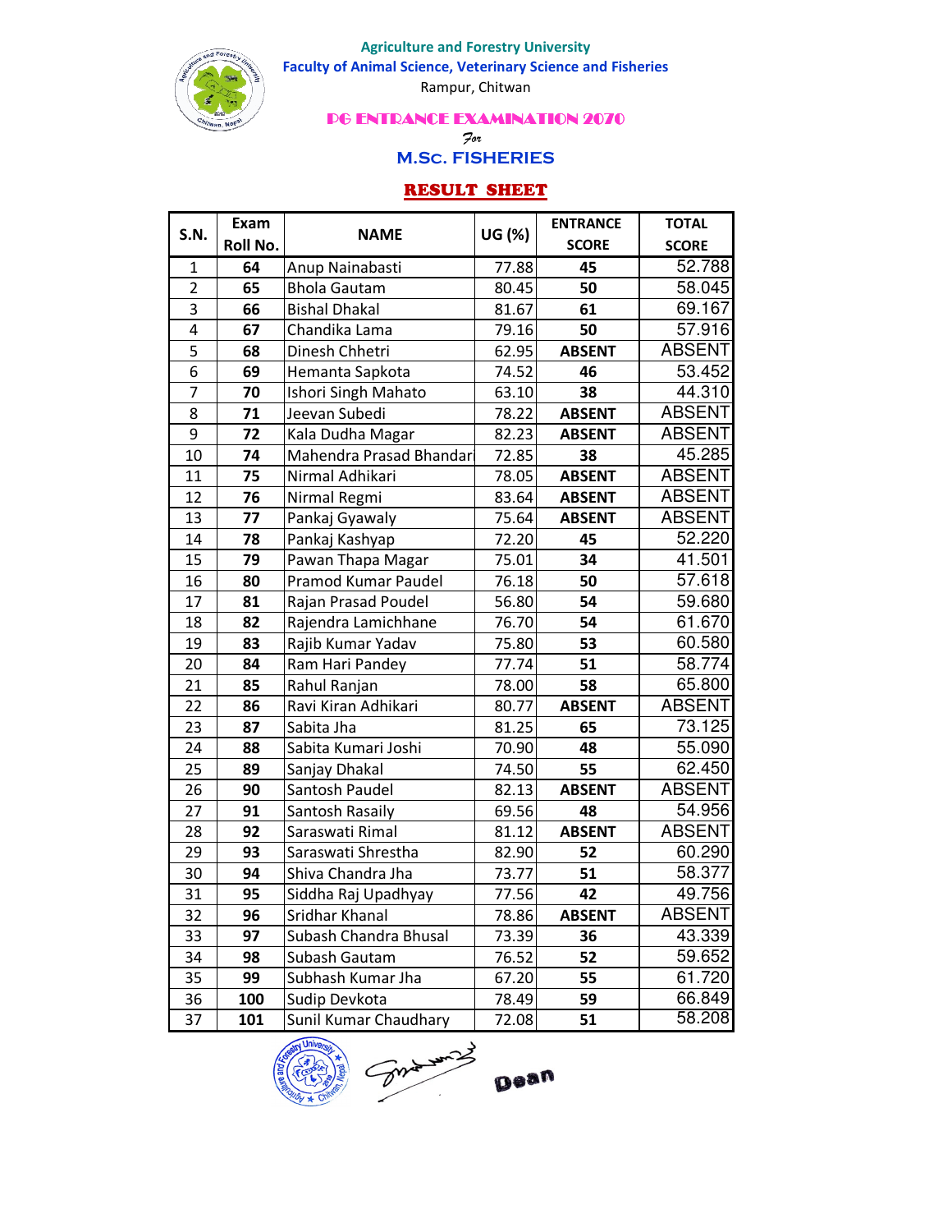Agriculture and Forestry University

Faculty of Animal Science, Veterinary Science and Fisheries

Rampur, Chitwan

## PG ENTRANCE EXAMINATION 2070

For

## M.Sc. FISHERIES

## RESULT SHEET

| S.N. | Exam Roll No. | NAME | UG (%) | ENTRANCE SCORE | TOTAL SCORE |
|---|---|---|---|---|---|
| 1 | 64 | Anup Nainabasti | 77.88 | 45 | 52.788 |
| 2 | 65 | Bhola Gautam | 80.45 | 50 | 58.045 |
| 3 | 66 | Bishal Dhakal | 81.67 | 61 | 69.167 |
| 4 | 67 | Chandika Lama | 79.16 | 50 | 57.916 |
| 5 | 68 | Dinesh Chhetri | 62.95 | ABSENT | ABSENT |
| 6 | 69 | Hemanta Sapkota | 74.52 | 46 | 53.452 |
| 7 | 70 | Ishori Singh Mahato | 63.10 | 38 | 44.310 |
| 8 | 71 | Jeevan Subedi | 78.22 | ABSENT | ABSENT |
| 9 | 72 | Kala Dudha Magar | 82.23 | ABSENT | ABSENT |
| 10 | 74 | Mahendra Prasad Bhandari | 72.85 | 38 | 45.285 |
| 11 | 75 | Nirmal Adhikari | 78.05 | ABSENT | ABSENT |
| 12 | 76 | Nirmal Regmi | 83.64 | ABSENT | ABSENT |
| 13 | 77 | Pankaj Gyawaly | 75.64 | ABSENT | ABSENT |
| 14 | 78 | Pankaj Kashyap | 72.20 | 45 | 52.220 |
| 15 | 79 | Pawan Thapa Magar | 75.01 | 34 | 41.501 |
| 16 | 80 | Pramod Kumar Paudel | 76.18 | 50 | 57.618 |
| 17 | 81 | Rajan Prasad Poudel | 56.80 | 54 | 59.680 |
| 18 | 82 | Rajendra Lamichhane | 76.70 | 54 | 61.670 |
| 19 | 83 | Rajib Kumar Yadav | 75.80 | 53 | 60.580 |
| 20 | 84 | Ram Hari Pandey | 77.74 | 51 | 58.774 |
| 21 | 85 | Rahul Ranjan | 78.00 | 58 | 65.800 |
| 22 | 86 | Ravi Kiran Adhikari | 80.77 | ABSENT | ABSENT |
| 23 | 87 | Sabita Jha | 81.25 | 65 | 73.125 |
| 24 | 88 | Sabita Kumari Joshi | 70.90 | 48 | 55.090 |
| 25 | 89 | Sanjay Dhakal | 74.50 | 55 | 62.450 |
| 26 | 90 | Santosh Paudel | 82.13 | ABSENT | ABSENT |
| 27 | 91 | Santosh Rasaily | 69.56 | 48 | 54.956 |
| 28 | 92 | Saraswati Rimal | 81.12 | ABSENT | ABSENT |
| 29 | 93 | Saraswati Shrestha | 82.90 | 52 | 60.290 |
| 30 | 94 | Shiva Chandra Jha | 73.77 | 51 | 58.377 |
| 31 | 95 | Siddha Raj Upadhyay | 77.56 | 42 | 49.756 |
| 32 | 96 | Sridhar Khanal | 78.86 | ABSENT | ABSENT |
| 33 | 97 | Subash Chandra Bhusal | 73.39 | 36 | 43.339 |
| 34 | 98 | Subash Gautam | 76.52 | 52 | 59.652 |
| 35 | 99 | Subhash Kumar Jha | 67.20 | 55 | 61.720 |
| 36 | 100 | Sudip Devkota | 78.49 | 59 | 66.849 |
| 37 | 101 | Sunil Kumar Chaudhary | 72.08 | 51 | 58.208 |

Dean